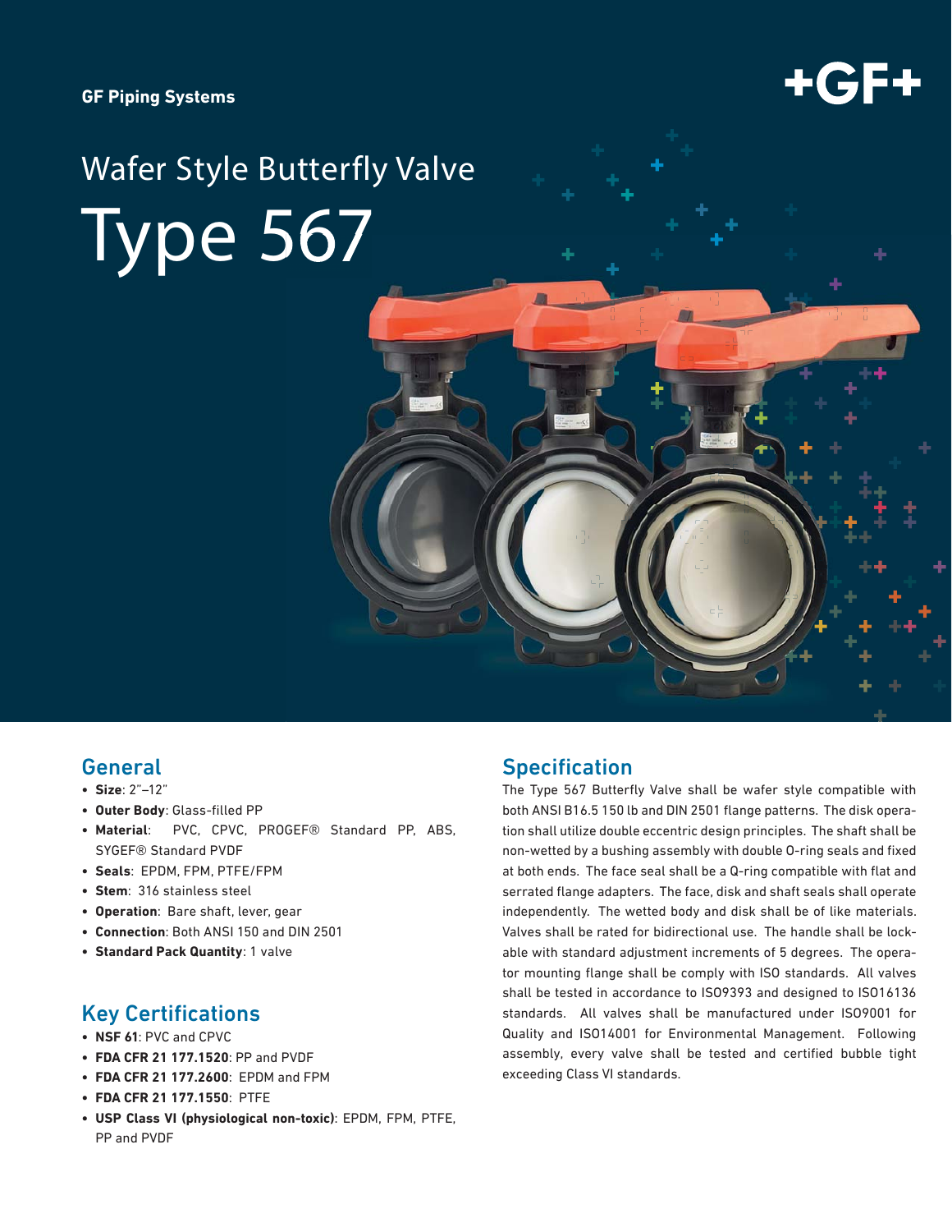GF Piping Systems

# Wafer Style Butterfly Valve

# Type 567

## General

- **Size**: 2"–12"
- **Outer Body**: Glass-filled PP
- **Material**: PVC, CPVC, PROGEF® Standard PP, ABS, SYGEF® Standard PVDF
- **Seals**: EPDM, FPM, PTFE/FPM
- **Stem**: 316 stainless steel
- **Operation**: Bare shaft, lever, gear
- **Connection**: Both ANSI 150 and DIN 2501
- **Standard Pack Quantity**: 1 valve

## Key Certifications

- **NSF 61**: PVC and CPVC
- **FDA CFR 21 177.1520**: PP and PVDF
- **FDA CFR 21 177.2600**: EPDM and FPM
- **FDA CFR 21 177.1550**: PTFE
- **USP Class VI (physiological non-toxic)**: EPDM, FPM, PTFE, PP and PVDF

## Specification

The Type 567 Butterfly Valve shall be wafer style compatible with both ANSI B16.5 150 lb and DIN 2501 flange patterns. The disk operation shall utilize double eccentric design principles. The shaft shall be non-wetted by a bushing assembly with double O-ring seals and fixed at both ends. The face seal shall be a Q-ring compatible with flat and serrated flange adapters. The face, disk and shaft seals shall operate independently. The wetted body and disk shall be of like materials. Valves shall be rated for bidirectional use. The handle shall be lockable with standard adjustment increments of 5 degrees. The operator mounting flange shall be comply with ISO standards. All valves shall be tested in accordance to ISO9393 and designed to ISO16136 standards. All valves shall be manufactured under ISO9001 for Quality and ISO14001 for Environmental Management. Following assembly, every valve shall be tested and certified bubble tight exceeding Class VI standards.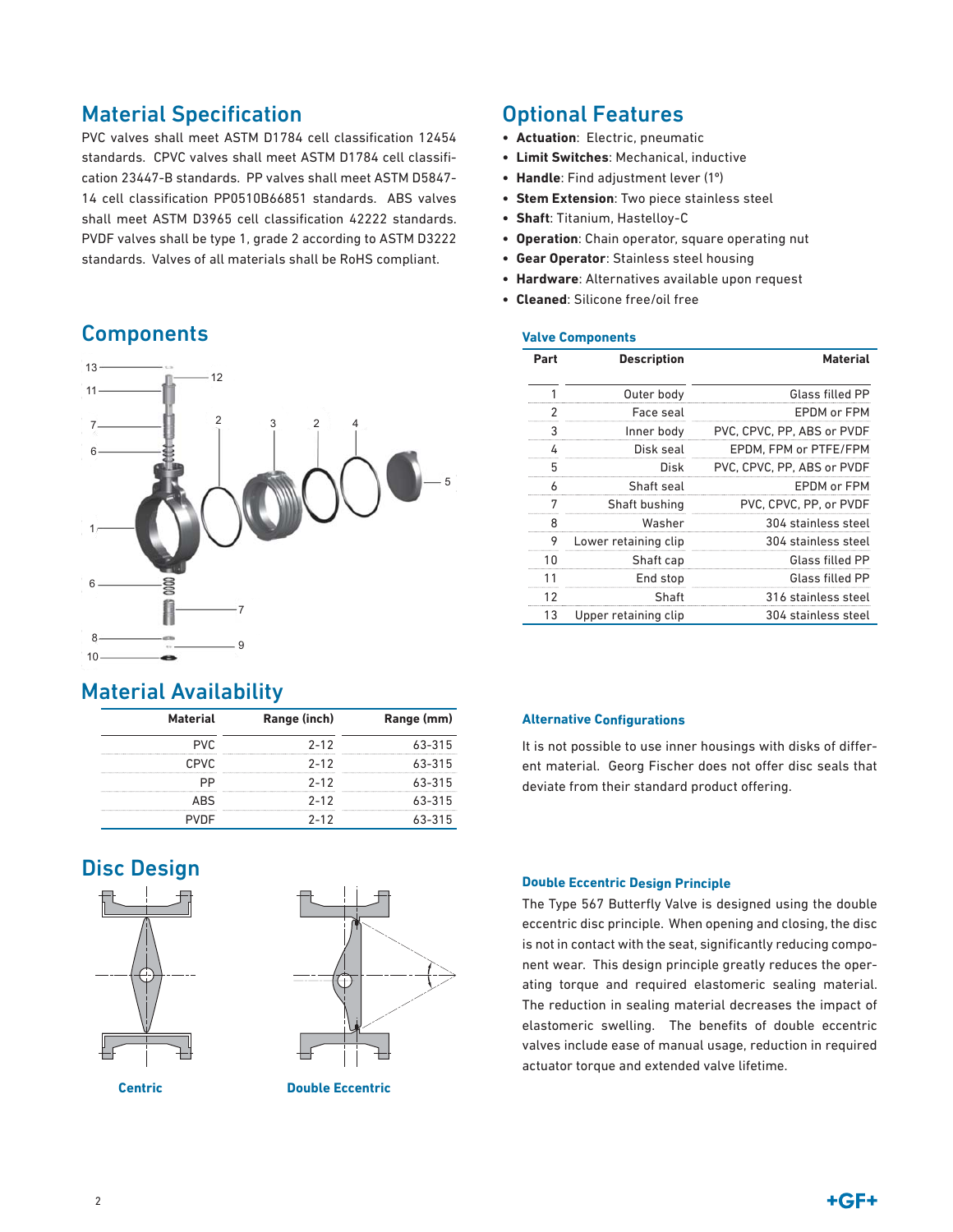## Material Specification

PVC valves shall meet ASTM D1784 cell classification 12454 standards. CPVC valves shall meet ASTM D1784 cell classification 23447-B standards. PP valves shall meet ASTM D5847-14 cell classification PP0510B66851 standards. ABS valves shall meet ASTM D3965 cell classification 42222 standards. PVDF valves shall be type 1, grade 2 according to ASTM D3222 standards. Valves of all materials shall be RoHS compliant.

## Components

## Material Availability

| Material | Range (inch) | Range (mm) |
|---|---|---|
| PVC | 2-12 | 63-315 |
| CPVC | 2-12 | 63-315 |
| PP | 2-12 | 63-315 |
| ABS | 2-12 | 63-315 |
| PVDF | 2-12 | 63-315 |

## Disc Design

Centric

Double Eccentric

## Optional Features

- **Actuation**: Electric, pneumatic
- **Limit Switches**: Mechanical, inductive
- **Handle**: Find adjustment lever (1°)
- **Stem Extension**: Two piece stainless steel
- **Shaft**: Titanium, Hastelloy-C
- **Operation**: Chain operator, square operating nut
- **Gear Operator**: Stainless steel housing
- **Hardware**: Alternatives available upon request
- **Cleaned**: Silicone free/oil free

### Valve Components

| Part | Description | Material |
|---|---|---|
| 1 | Outer body | Glass filled PP |
| 2 | Face seal | EPDM or FPM |
| 3 | Inner body | PVC, CPVC, PP, ABS or PVDF |
| 4 | Disk seal | EPDM, FPM or PTFE/FPM |
| 5 | Disk | PVC, CPVC, PP, ABS or PVDF |
| 6 | Shaft seal | EPDM or FPM |
| 7 | Shaft bushing | PVC, CPVC, PP, or PVDF |
| 8 | Washer | 304 stainless steel |
| 9 | Lower retaining clip | 304 stainless steel |
| 10 | Shaft cap | Glass filled PP |
| 11 | End stop | Glass filled PP |
| 12 | Shaft | 316 stainless steel |
| 13 | Upper retaining clip | 304 stainless steel |

### Alternative Configurations

It is not possible to use inner housings with disks of different material. Georg Fischer does not offer disc seals that deviate from their standard product offering.

### Double Eccentric Design Principle

The Type 567 Butterfly Valve is designed using the double eccentric disc principle. When opening and closing, the disc is not in contact with the seat, significantly reducing component wear. This design principle greatly reduces the operating torque and required elastomeric sealing material. The reduction in sealing material decreases the impact of elastomeric swelling. The benefits of double eccentric valves include ease of manual usage, reduction in required actuator torque and extended valve lifetime.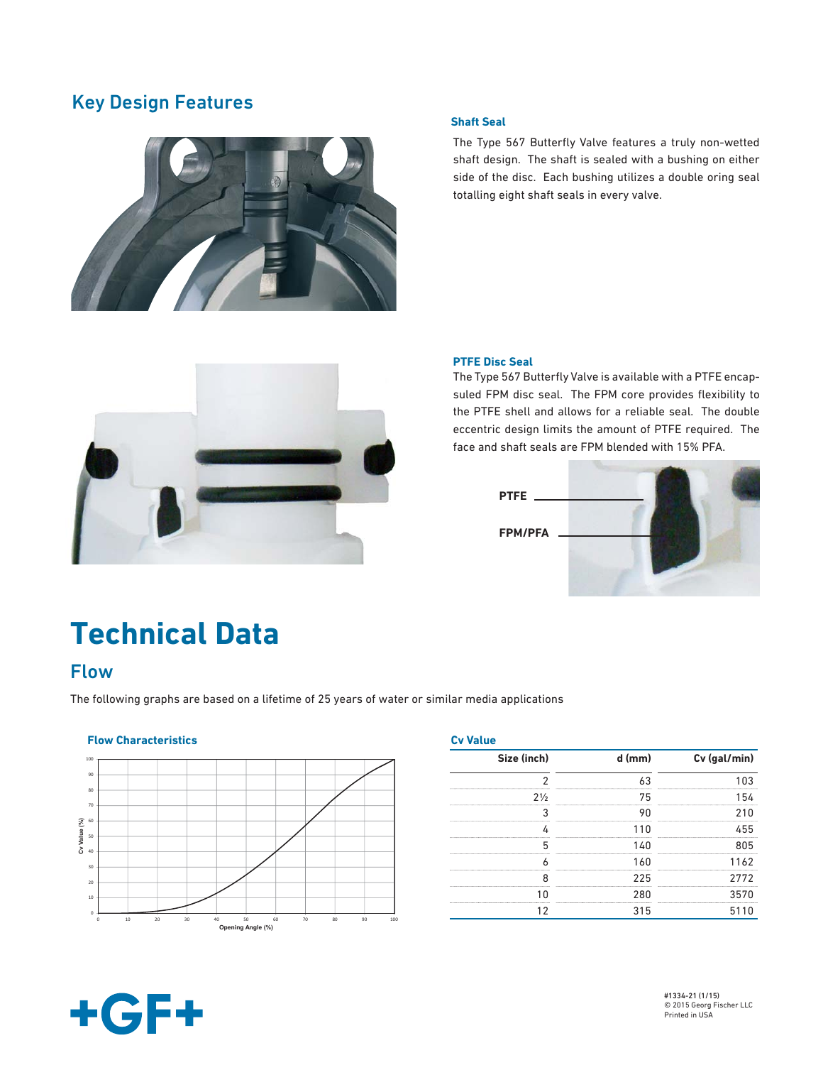## Key Design Features

### Shaft Seal

The Type 567 Butterfly Valve features a truly non-wetted shaft design. The shaft is sealed with a bushing on either side of the disc. Each bushing utilizes a double oring seal totalling eight shaft seals in every valve.

### PTFE Disc Seal

The Type 567 Butterfly Valve is available with a PTFE encapsuled FPM disc seal. The FPM core provides flexibility to the PTFE shell and allows for a reliable seal. The double eccentric design limits the amount of PTFE required. The face and shaft seals are FPM blended with 15% PFA.

PTFE

FPM/PFA

# Technical Data

## Flow

The following graphs are based on a lifetime of 25 years of water or similar media applications

### Flow Characteristics

Cv Value (%)

Opening Angle (%)

### Cv Value

| Size (inch) | d (mm) | Cv (gal/min) |
|---|---|---|
| 2 | 63 | 103 |
| 2½ | 75 | 154 |
| 3 | 90 | 210 |
| 4 | 110 | 455 |
| 5 | 140 | 805 |
| 6 | 160 | 1162 |
| 8 | 225 | 2772 |
| 10 | 280 | 3570 |
| 12 | 315 | 5110 |

#1334-21 (1/15)
© 2015 Georg Fischer LLC
Printed in USA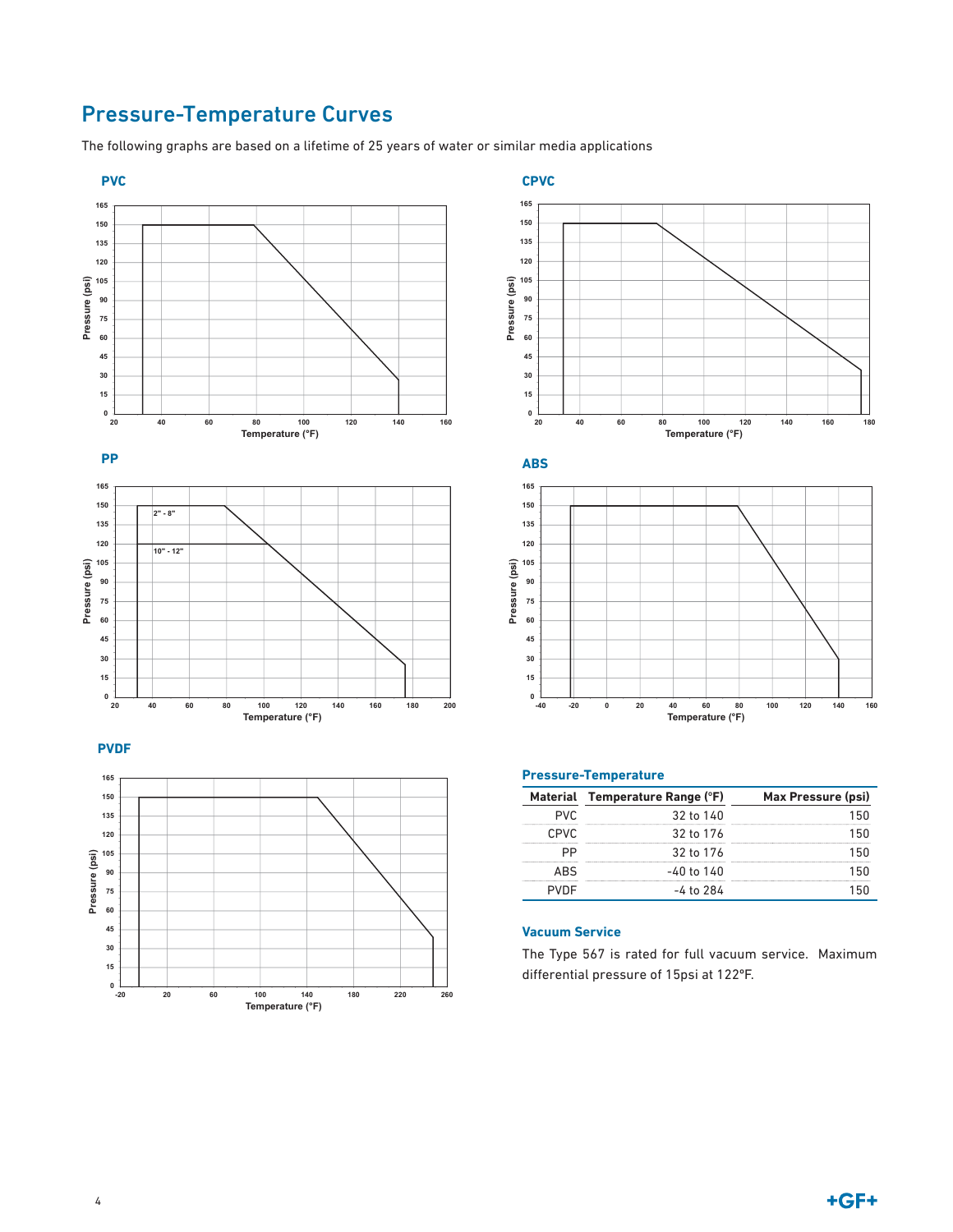## Pressure-Temperature Curves

The following graphs are based on a lifetime of 25 years of water or similar media applications

### Pressure-Temperature

| Material | Temperature Range (°F) | Max Pressure (psi) |
|---|---|---|
| PVC | 32 to 140 | 150 |
| CPVC | 32 to 176 | 150 |
| PP | 32 to 176 | 150 |
| ABS | -40 to 140 | 150 |
| PVDF | -4 to 284 | 150 |

### Vacuum Service

The Type 567 is rated for full vacuum service. Maximum differential pressure of 15psi at 122°F.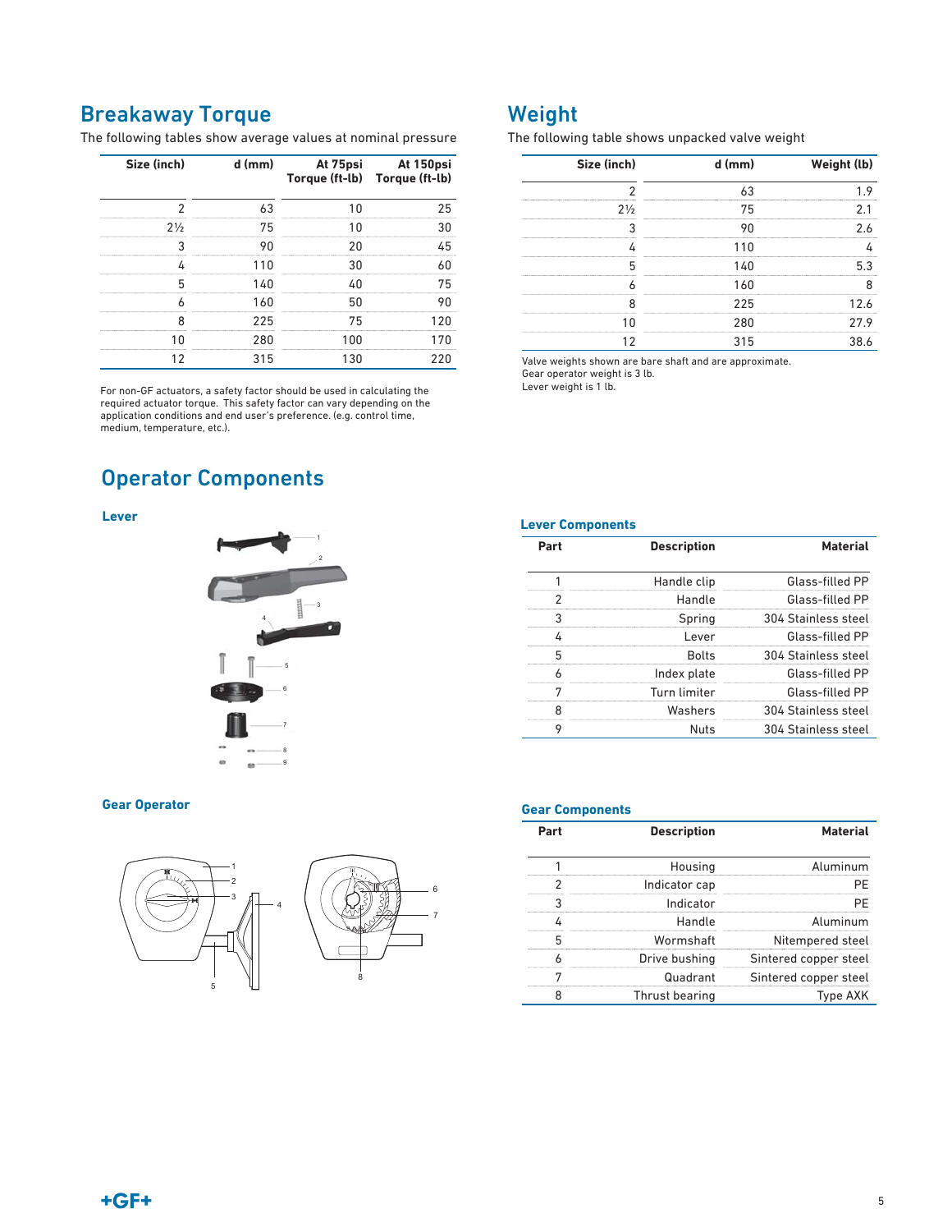## Breakaway Torque

The following tables show average values at nominal pressure

| Size (inch) | d (mm) | At 75psi Torque (ft-lb) | At 150psi Torque (ft-lb) |
|---|---|---|---|
| 2 | 63 | 10 | 25 |
| 2½ | 75 | 10 | 30 |
| 3 | 90 | 20 | 45 |
| 4 | 110 | 30 | 60 |
| 5 | 140 | 40 | 75 |
| 6 | 160 | 50 | 90 |
| 8 | 225 | 75 | 120 |
| 10 | 280 | 100 | 170 |
| 12 | 315 | 130 | 220 |

For non-GF actuators, a safety factor should be used in calculating the required actuator torque. This safety factor can vary depending on the application conditions and end user's preference. (e.g. control time, medium, temperature, etc.).

## Weight

The following table shows unpacked valve weight

| Size (inch) | d (mm) | Weight (lb) |
|---|---|---|
| 2 | 63 | 1.9 |
| 2½ | 75 | 2.1 |
| 3 | 90 | 2.6 |
| 4 | 110 | 4 |
| 5 | 140 | 5.3 |
| 6 | 160 | 8 |
| 8 | 225 | 12.6 |
| 10 | 280 | 27.9 |
| 12 | 315 | 38.6 |

Valve weights shown are bare shaft and are approximate.
Gear operator weight is 3 lb.
Lever weight is 1 lb.

## Operator Components

### Lever

### Lever Components

| Part | Description | Material |
|---|---|---|
| 1 | Handle clip | Glass-filled PP |
| 2 | Handle | Glass-filled PP |
| 3 | Spring | 304 Stainless steel |
| 4 | Lever | Glass-filled PP |
| 5 | Bolts | 304 Stainless steel |
| 6 | Index plate | Glass-filled PP |
| 7 | Turn limiter | Glass-filled PP |
| 8 | Washers | 304 Stainless steel |
| 9 | Nuts | 304 Stainless steel |

### Gear Operator

### Gear Components

| Part | Description | Material |
|---|---|---|
| 1 | Housing | Aluminum |
| 2 | Indicator cap | PE |
| 3 | Indicator | PE |
| 4 | Handle | Aluminum |
| 5 | Wormshaft | Nitempered steel |
| 6 | Drive bushing | Sintered copper steel |
| 7 | Quadrant | Sintered copper steel |
| 8 | Thrust bearing | Type AXK |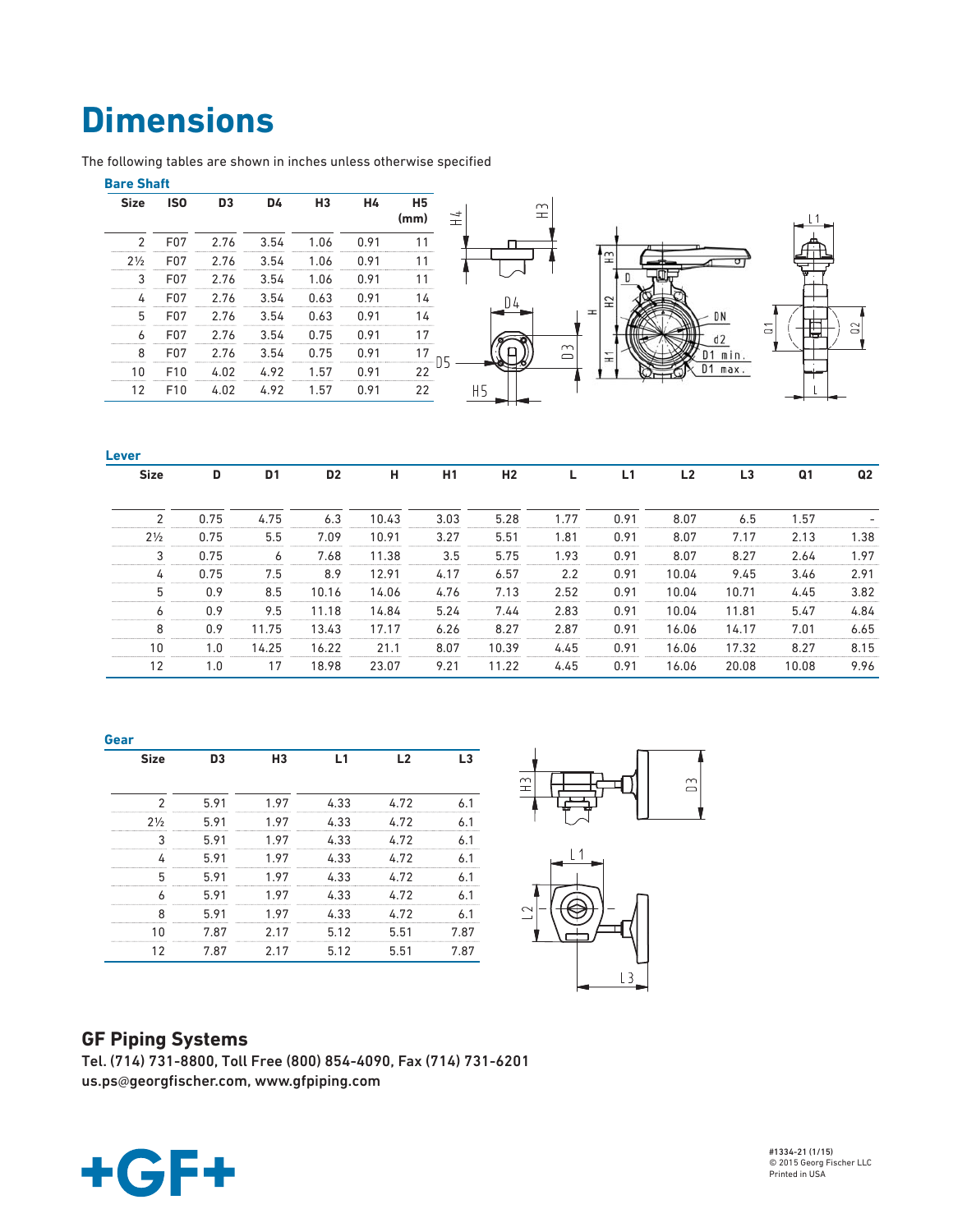# Dimensions

The following tables are shown in inches unless otherwise specified

### Bare Shaft

| Size | ISO | D3 | D4 | H3 | H4 | H5 (mm) |
|---|---|---|---|---|---|---|
| 2 | F07 | 2.76 | 3.54 | 1.06 | 0.91 | 11 |
| 2½ | F07 | 2.76 | 3.54 | 1.06 | 0.91 | 11 |
| 3 | F07 | 2.76 | 3.54 | 1.06 | 0.91 | 11 |
| 4 | F07 | 2.76 | 3.54 | 0.63 | 0.91 | 14 |
| 5 | F07 | 2.76 | 3.54 | 0.63 | 0.91 | 14 |
| 6 | F07 | 2.76 | 3.54 | 0.75 | 0.91 | 17 |
| 8 | F07 | 2.76 | 3.54 | 0.75 | 0.91 | 17 |
| 10 | F10 | 4.02 | 4.92 | 1.57 | 0.91 | 22 |
| 12 | F10 | 4.02 | 4.92 | 1.57 | 0.91 | 22 |

### Lever

| Size | D | D1 | D2 | H | H1 | H2 | L | L1 | L2 | L3 | Q1 | Q2 |
|---|---|---|---|---|---|---|---|---|---|---|---|---|
| 2 | 0.75 | 4.75 | 6.3 | 10.43 | 3.03 | 5.28 | 1.77 | 0.91 | 8.07 | 6.5 | 1.57 | - |
| 2½ | 0.75 | 5.5 | 7.09 | 10.91 | 3.27 | 5.51 | 1.81 | 0.91 | 8.07 | 7.17 | 2.13 | 1.38 |
| 3 | 0.75 | 6 | 7.68 | 11.38 | 3.5 | 5.75 | 1.93 | 0.91 | 8.07 | 8.27 | 2.64 | 1.97 |
| 4 | 0.75 | 7.5 | 8.9 | 12.91 | 4.17 | 6.57 | 2.2 | 0.91 | 10.04 | 9.45 | 3.46 | 2.91 |
| 5 | 0.9 | 8.5 | 10.16 | 14.06 | 4.76 | 7.13 | 2.52 | 0.91 | 10.04 | 10.71 | 4.45 | 3.82 |
| 6 | 0.9 | 9.5 | 11.18 | 14.84 | 5.24 | 7.44 | 2.83 | 0.91 | 10.04 | 11.81 | 5.47 | 4.84 |
| 8 | 0.9 | 11.75 | 13.43 | 17.17 | 6.26 | 8.27 | 2.87 | 0.91 | 16.06 | 14.17 | 7.01 | 6.65 |
| 10 | 1.0 | 14.25 | 16.22 | 21.1 | 8.07 | 10.39 | 4.45 | 0.91 | 16.06 | 17.32 | 8.27 | 8.15 |
| 12 | 1.0 | 17 | 18.98 | 23.07 | 9.21 | 11.22 | 4.45 | 0.91 | 16.06 | 20.08 | 10.08 | 9.96 |

### Gear

| Size | D3 | H3 | L1 | L2 | L3 |
|---|---|---|---|---|---|
| 2 | 5.91 | 1.97 | 4.33 | 4.72 | 6.1 |
| 2½ | 5.91 | 1.97 | 4.33 | 4.72 | 6.1 |
| 3 | 5.91 | 1.97 | 4.33 | 4.72 | 6.1 |
| 4 | 5.91 | 1.97 | 4.33 | 4.72 | 6.1 |
| 5 | 5.91 | 1.97 | 4.33 | 4.72 | 6.1 |
| 6 | 5.91 | 1.97 | 4.33 | 4.72 | 6.1 |
| 8 | 5.91 | 1.97 | 4.33 | 4.72 | 6.1 |
| 10 | 7.87 | 2.17 | 5.12 | 5.51 | 7.87 |
| 12 | 7.87 | 2.17 | 5.12 | 5.51 | 7.87 |

## GF Piping Systems

**Tel. (714) 731-8800, Toll Free (800) 854-4090, Fax (714) 731-6201**
**us.ps@georgfischer.com, www.gfpiping.com**

#1334-21 (1/15)
© 2015 Georg Fischer LLC
Printed in USA